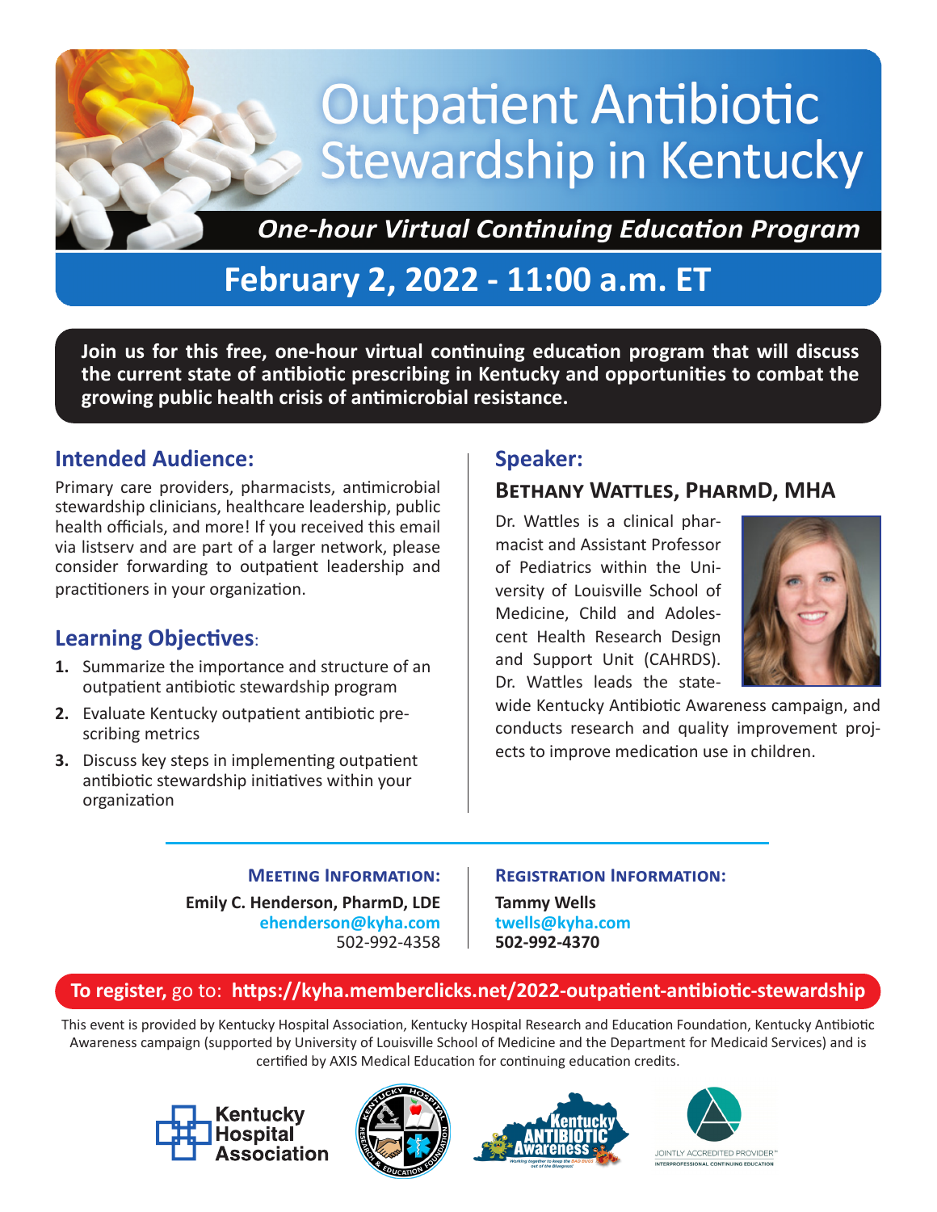# Outpatient Antibiotic Stewardship in Kentucky

***One-hour Virtual Continuing Education Program***

## February 2, 2022 - 11:00 a.m. ET

**Join us for this free, one-hour virtual continuing education program that will discuss the current state of antibiotic prescribing in Kentucky and opportunities to combat the growing public health crisis of antimicrobial resistance.**

### Intended Audience:

Primary care providers, pharmacists, antimicrobial stewardship clinicians, healthcare leadership, public health officials, and more! If you received this email via listserv and are part of a larger network, please consider forwarding to outpatient leadership and practitioners in your organization.

### Learning Objectives:

1. Summarize the importance and structure of an outpatient antibiotic stewardship program
2. Evaluate Kentucky outpatient antibiotic prescribing metrics
3. Discuss key steps in implementing outpatient antibiotic stewardship initiatives within your organization

### Speaker:

**Bethany Wattles, PharmD, MHA**

Dr. Wattles is a clinical pharmacist and Assistant Professor of Pediatrics within the University of Louisville School of Medicine, Child and Adolescent Health Research Design and Support Unit (CAHRDS). Dr. Wattles leads the statewide Kentucky Antibiotic Awareness campaign, and conducts research and quality improvement projects to improve medication use in children.

**Meeting Information:**

**Emily C. Henderson, PharmD, LDE**
ehenderson@kyha.com
502-992-4358

**Registration Information:**

**Tammy Wells**
twells@kyha.com
**502-992-4370**

**To register,** go to: **https://kyha.memberclicks.net/2022-outpatient-antibiotic-stewardship**

This event is provided by Kentucky Hospital Association, Kentucky Hospital Research and Education Foundation, Kentucky Antibiotic Awareness campaign (supported by University of Louisville School of Medicine and the Department for Medicaid Services) and is certified by AXIS Medical Education for continuing education credits.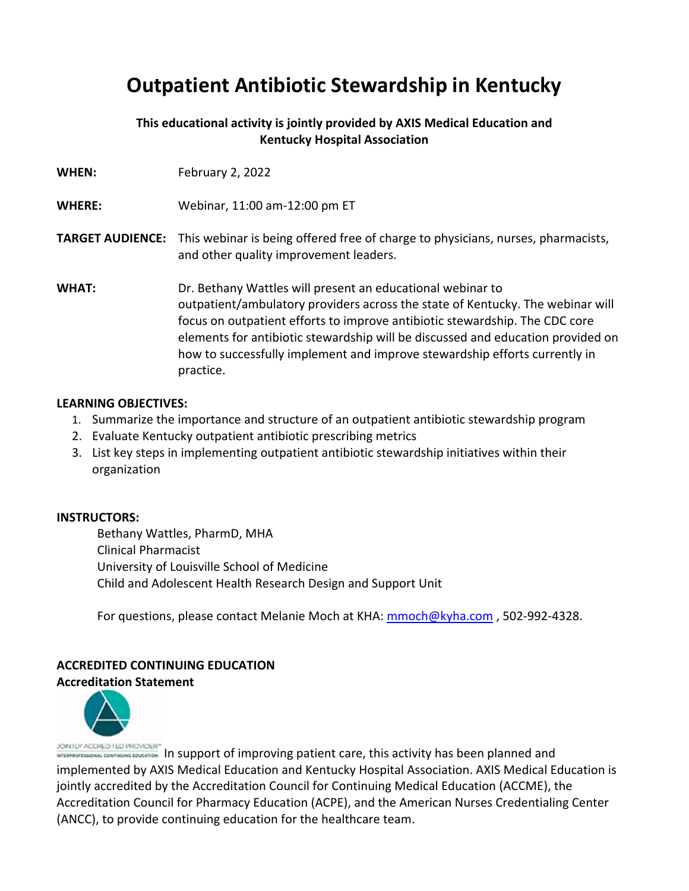# Outpatient Antibiotic Stewardship in Kentucky

**This educational activity is jointly provided by AXIS Medical Education and Kentucky Hospital Association**

**WHEN:** February 2, 2022

**WHERE:** Webinar, 11:00 am-12:00 pm ET

**TARGET AUDIENCE:** This webinar is being offered free of charge to physicians, nurses, pharmacists, and other quality improvement leaders.

**WHAT:** Dr. Bethany Wattles will present an educational webinar to outpatient/ambulatory providers across the state of Kentucky. The webinar will focus on outpatient efforts to improve antibiotic stewardship. The CDC core elements for antibiotic stewardship will be discussed and education provided on how to successfully implement and improve stewardship efforts currently in practice.

**LEARNING OBJECTIVES:**

1. Summarize the importance and structure of an outpatient antibiotic stewardship program
2. Evaluate Kentucky outpatient antibiotic prescribing metrics
3. List key steps in implementing outpatient antibiotic stewardship initiatives within their organization

**INSTRUCTORS:**

Bethany Wattles, PharmD, MHA
Clinical Pharmacist
University of Louisville School of Medicine
Child and Adolescent Health Research Design and Support Unit

For questions, please contact Melanie Moch at KHA: mmoch@kyha.com , 502-992-4328.

**ACCREDITED CONTINUING EDUCATION**
**Accreditation Statement**

JOINTLY ACCREDITED PROVIDER™ INTERPROFESSIONAL CONTINUING EDUCATION

In support of improving patient care, this activity has been planned and implemented by AXIS Medical Education and Kentucky Hospital Association. AXIS Medical Education is jointly accredited by the Accreditation Council for Continuing Medical Education (ACCME), the Accreditation Council for Pharmacy Education (ACPE), and the American Nurses Credentialing Center (ANCC), to provide continuing education for the healthcare team.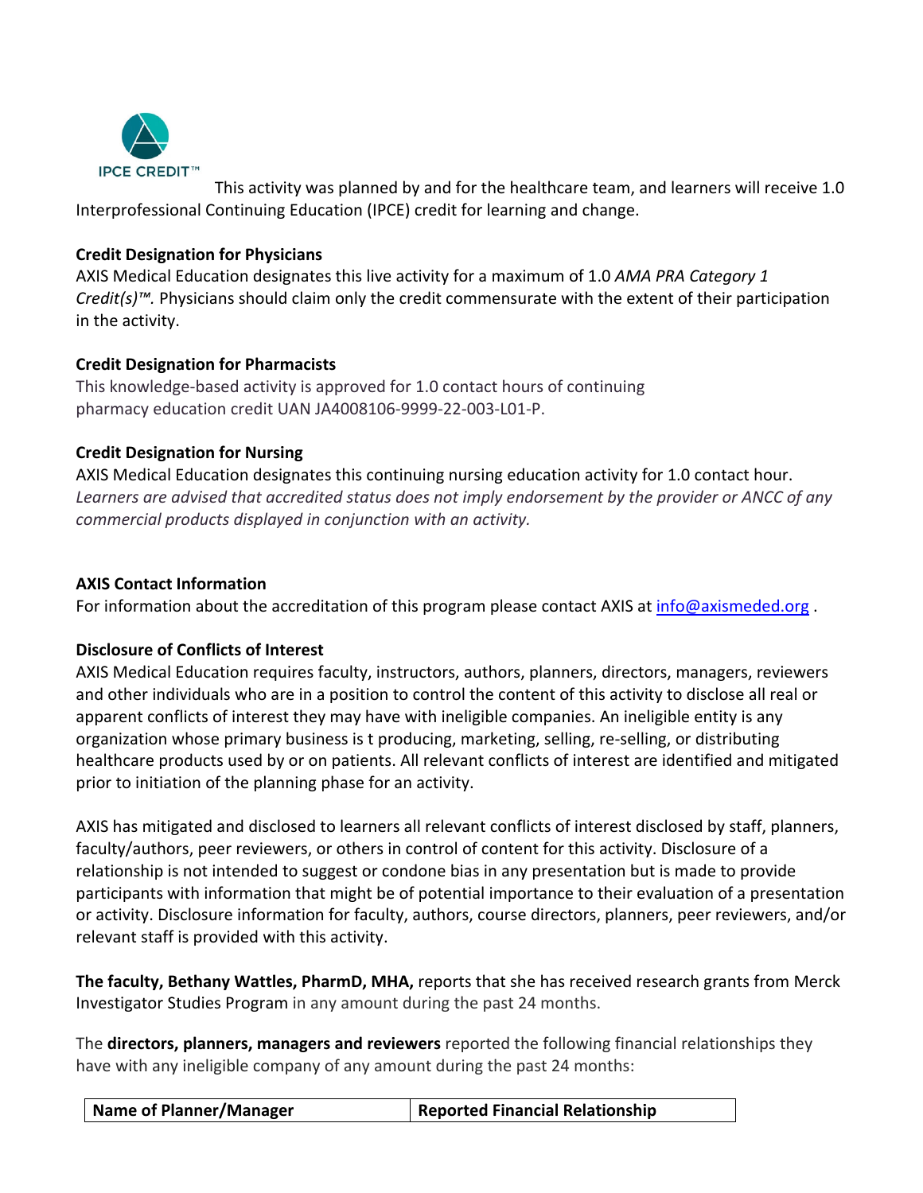IPCE CREDIT™

This activity was planned by and for the healthcare team, and learners will receive 1.0 Interprofessional Continuing Education (IPCE) credit for learning and change.

**Credit Designation for Physicians**

AXIS Medical Education designates this live activity for a maximum of 1.0 *AMA PRA Category 1 Credit(s)™.* Physicians should claim only the credit commensurate with the extent of their participation in the activity.

**Credit Designation for Pharmacists**

This knowledge-based activity is approved for 1.0 contact hours of continuing pharmacy education credit UAN JA4008106-9999-22-003-L01-P.

**Credit Designation for Nursing**

AXIS Medical Education designates this continuing nursing education activity for 1.0 contact hour. *Learners are advised that accredited status does not imply endorsement by the provider or ANCC of any commercial products displayed in conjunction with an activity.*

**AXIS Contact Information**

For information about the accreditation of this program please contact AXIS at info@axismeded.org .

**Disclosure of Conflicts of Interest**

AXIS Medical Education requires faculty, instructors, authors, planners, directors, managers, reviewers and other individuals who are in a position to control the content of this activity to disclose all real or apparent conflicts of interest they may have with ineligible companies. An ineligible entity is any organization whose primary business is t producing, marketing, selling, re-selling, or distributing healthcare products used by or on patients. All relevant conflicts of interest are identified and mitigated prior to initiation of the planning phase for an activity.

AXIS has mitigated and disclosed to learners all relevant conflicts of interest disclosed by staff, planners, faculty/authors, peer reviewers, or others in control of content for this activity. Disclosure of a relationship is not intended to suggest or condone bias in any presentation but is made to provide participants with information that might be of potential importance to their evaluation of a presentation or activity. Disclosure information for faculty, authors, course directors, planners, peer reviewers, and/or relevant staff is provided with this activity.

**The faculty, Bethany Wattles, PharmD, MHA,** reports that she has received research grants from Merck Investigator Studies Program in any amount during the past 24 months.

The **directors, planners, managers and reviewers** reported the following financial relationships they have with any ineligible company of any amount during the past 24 months:

| Name of Planner/Manager | Reported Financial Relationship |
|---|---|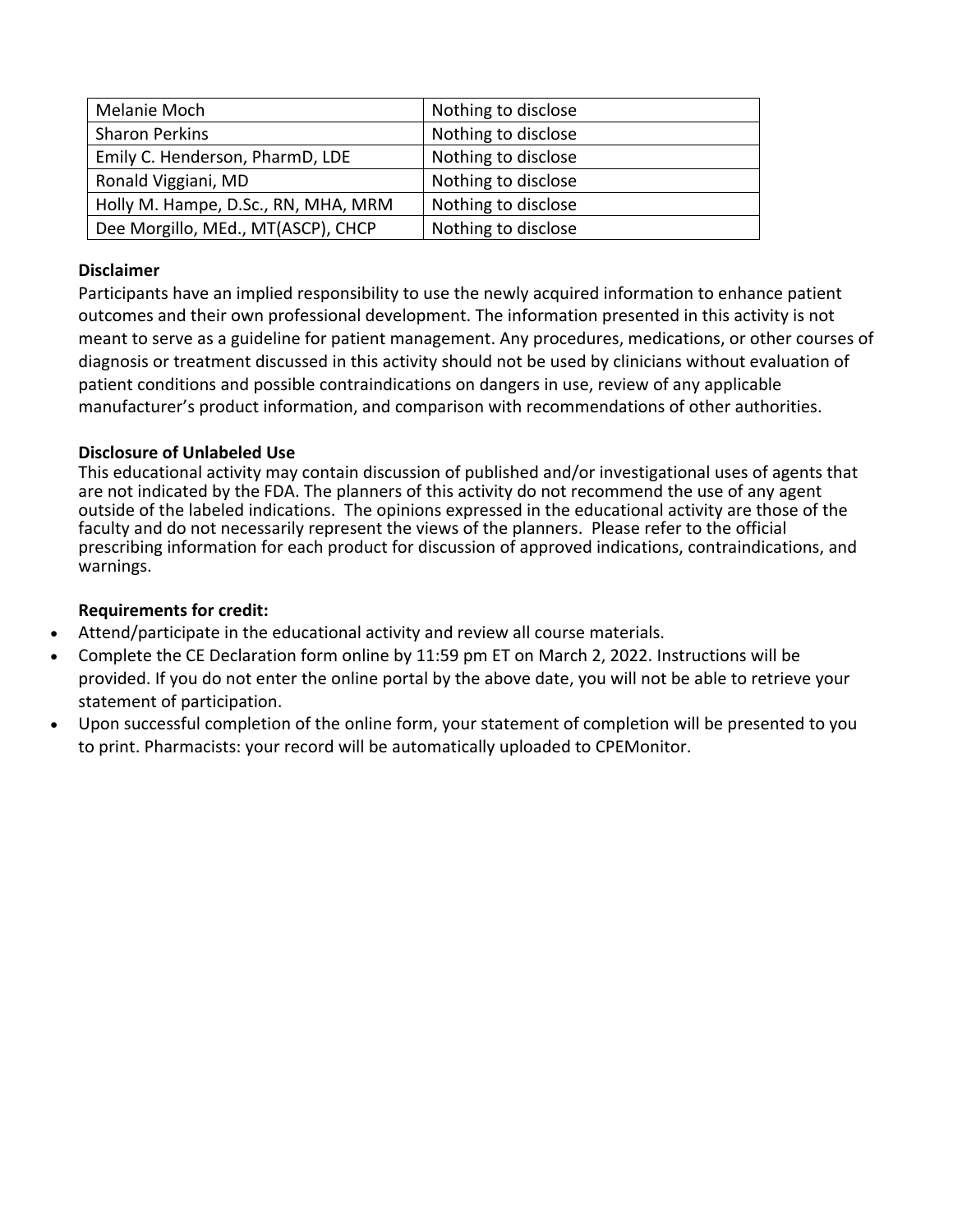| | |
|---|---|
| Melanie Moch | Nothing to disclose |
| Sharon Perkins | Nothing to disclose |
| Emily C. Henderson, PharmD, LDE | Nothing to disclose |
| Ronald Viggiani, MD | Nothing to disclose |
| Holly M. Hampe, D.Sc., RN, MHA, MRM | Nothing to disclose |
| Dee Morgillo, MEd., MT(ASCP), CHCP | Nothing to disclose |

**Disclaimer**

Participants have an implied responsibility to use the newly acquired information to enhance patient outcomes and their own professional development. The information presented in this activity is not meant to serve as a guideline for patient management. Any procedures, medications, or other courses of diagnosis or treatment discussed in this activity should not be used by clinicians without evaluation of patient conditions and possible contraindications on dangers in use, review of any applicable manufacturer's product information, and comparison with recommendations of other authorities.

**Disclosure of Unlabeled Use**

This educational activity may contain discussion of published and/or investigational uses of agents that are not indicated by the FDA. The planners of this activity do not recommend the use of any agent outside of the labeled indications. The opinions expressed in the educational activity are those of the faculty and do not necessarily represent the views of the planners. Please refer to the official prescribing information for each product for discussion of approved indications, contraindications, and warnings.

**Requirements for credit:**

- Attend/participate in the educational activity and review all course materials.
- Complete the CE Declaration form online by 11:59 pm ET on March 2, 2022. Instructions will be provided. If you do not enter the online portal by the above date, you will not be able to retrieve your statement of participation.
- Upon successful completion of the online form, your statement of completion will be presented to you to print. Pharmacists: your record will be automatically uploaded to CPEMonitor.